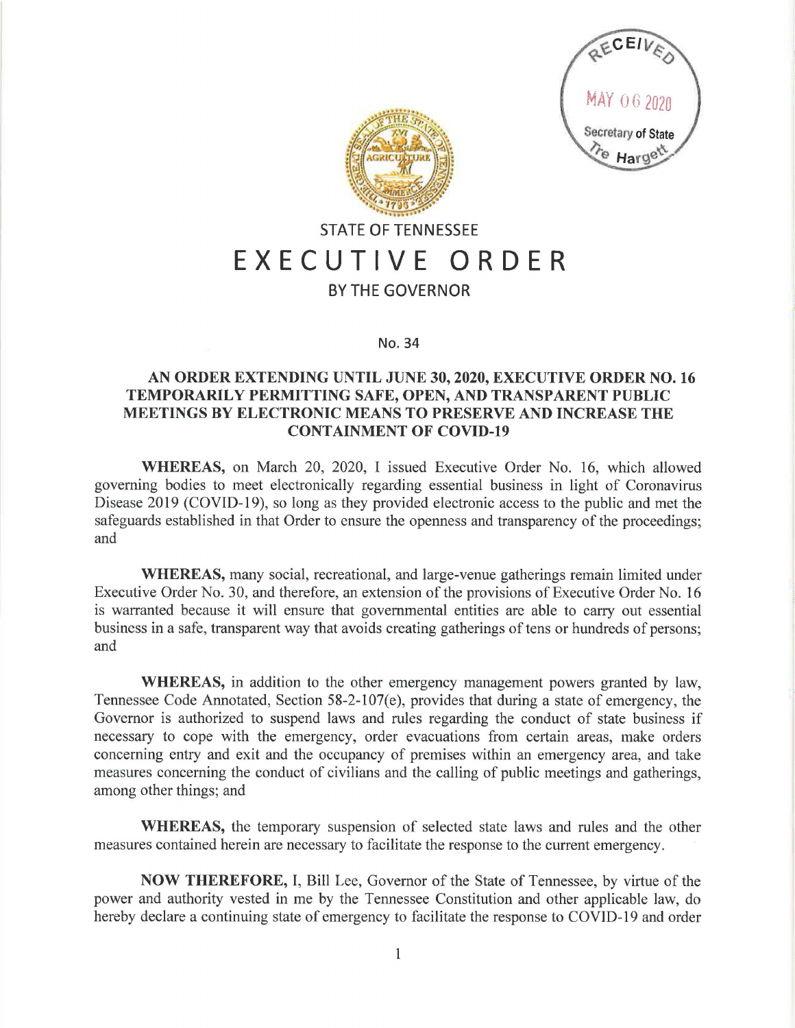RECEIVED
MAY 06 2020
Secretary of State
Tre Hargett

# STATE OF TENNESSEE
# EXECUTIVE ORDER
## BY THE GOVERNOR

No. 34

**AN ORDER EXTENDING UNTIL JUNE 30, 2020, EXECUTIVE ORDER NO. 16 TEMPORARILY PERMITTING SAFE, OPEN, AND TRANSPARENT PUBLIC MEETINGS BY ELECTRONIC MEANS TO PRESERVE AND INCREASE THE CONTAINMENT OF COVID-19**

**WHEREAS,** on March 20, 2020, I issued Executive Order No. 16, which allowed governing bodies to meet electronically regarding essential business in light of Coronavirus Disease 2019 (COVID-19), so long as they provided electronic access to the public and met the safeguards established in that Order to ensure the openness and transparency of the proceedings; and

**WHEREAS,** many social, recreational, and large-venue gatherings remain limited under Executive Order No. 30, and therefore, an extension of the provisions of Executive Order No. 16 is warranted because it will ensure that governmental entities are able to carry out essential business in a safe, transparent way that avoids creating gatherings of tens or hundreds of persons; and

**WHEREAS,** in addition to the other emergency management powers granted by law, Tennessee Code Annotated, Section 58-2-107(e), provides that during a state of emergency, the Governor is authorized to suspend laws and rules regarding the conduct of state business if necessary to cope with the emergency, order evacuations from certain areas, make orders concerning entry and exit and the occupancy of premises within an emergency area, and take measures concerning the conduct of civilians and the calling of public meetings and gatherings, among other things; and

**WHEREAS,** the temporary suspension of selected state laws and rules and the other measures contained herein are necessary to facilitate the response to the current emergency.

**NOW THEREFORE,** I, Bill Lee, Governor of the State of Tennessee, by virtue of the power and authority vested in me by the Tennessee Constitution and other applicable law, do hereby declare a continuing state of emergency to facilitate the response to COVID-19 and order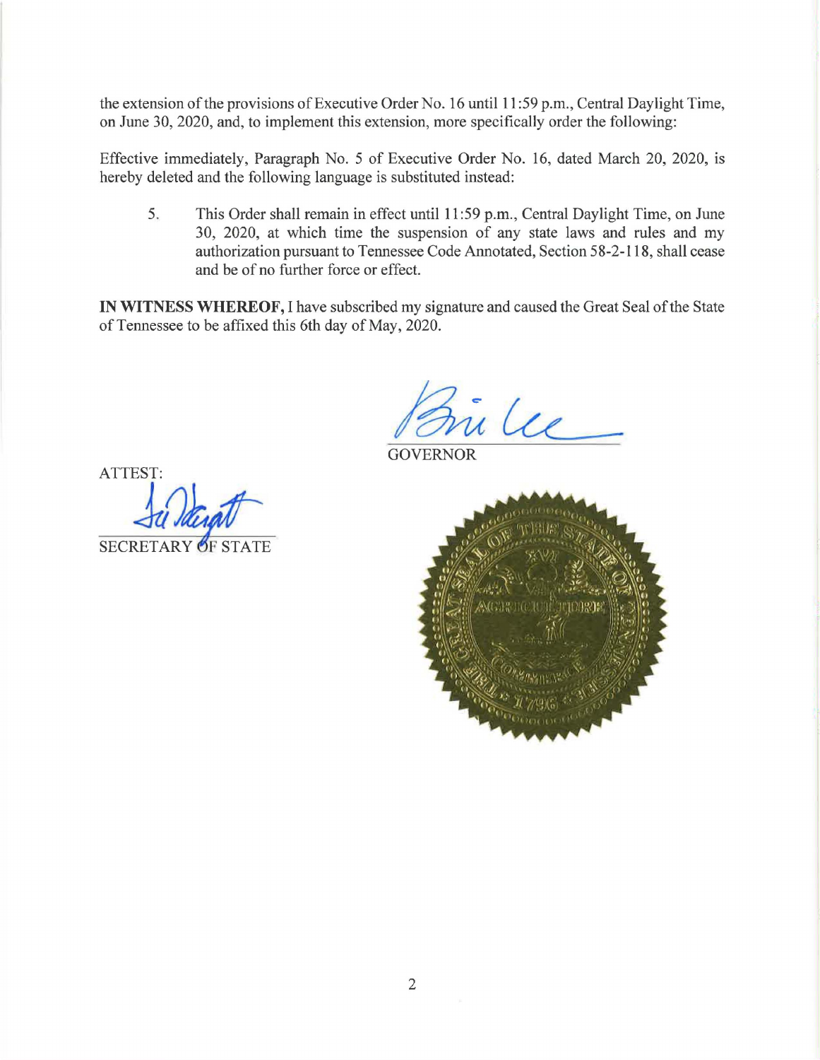the extension of the provisions of Executive Order No. 16 until 11:59 p.m., Central Daylight Time, on June 30, 2020, and, to implement this extension, more specifically order the following:

Effective immediately, Paragraph No. 5 of Executive Order No. 16, dated March 20, 2020, is hereby deleted and the following language is substituted instead:

5. This Order shall remain in effect until 11:59 p.m., Central Daylight Time, on June 30, 2020, at which time the suspension of any state laws and rules and my authorization pursuant to Tennessee Code Annotated, Section 58-2-118, shall cease and be of no further force or effect.

**IN WITNESS WHEREOF,** I have subscribed my signature and caused the Great Seal of the State of Tennessee to be affixed this 6th day of May, 2020.

GOVERNOR

ATTEST:

SECRETARY OF STATE